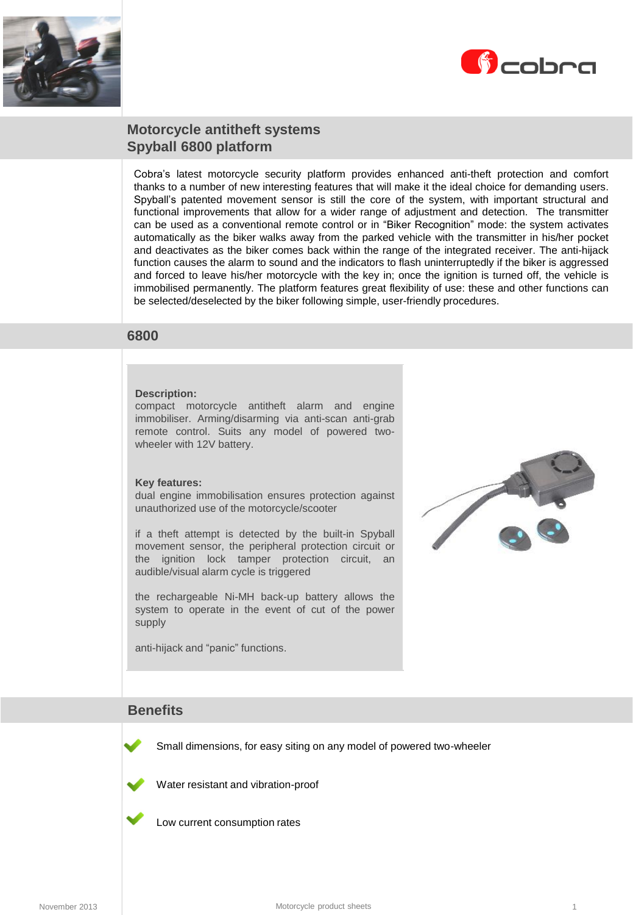## Motorcycle antitheft systems
## Spyball 6800 platform

Cobra's latest motorcycle security platform provides enhanced anti-theft protection and comfort thanks to a number of new interesting features that will make it the ideal choice for demanding users. Spyball's patented movement sensor is still the core of the system, with important structural and functional improvements that allow for a wider range of adjustment and detection. The transmitter can be used as a conventional remote control or in "Biker Recognition" mode: the system activates automatically as the biker walks away from the parked vehicle with the transmitter in his/her pocket and deactivates as the biker comes back within the range of the integrated receiver. The anti-hijack function causes the alarm to sound and the indicators to flash uninterruptedly if the biker is aggressed and forced to leave his/her motorcycle with the key in; once the ignition is turned off, the vehicle is immobilised permanently. The platform features great flexibility of use: these and other functions can be selected/deselected by the biker following simple, user-friendly procedures.

## 6800

**Description:**
compact motorcycle antitheft alarm and engine immobiliser. Arming/disarming via anti-scan anti-grab remote control. Suits any model of powered two-wheeler with 12V battery.

**Key features:**
dual engine immobilisation ensures protection against unauthorized use of the motorcycle/scooter

if a theft attempt is detected by the built-in Spyball movement sensor, the peripheral protection circuit or the ignition lock tamper protection circuit, an audible/visual alarm cycle is triggered

the rechargeable Ni-MH back-up battery allows the system to operate in the event of cut of the power supply

anti-hijack and "panic" functions.

## Benefits

- Small dimensions, for easy siting on any model of powered two-wheeler
- Water resistant and vibration-proof
- Low current consumption rates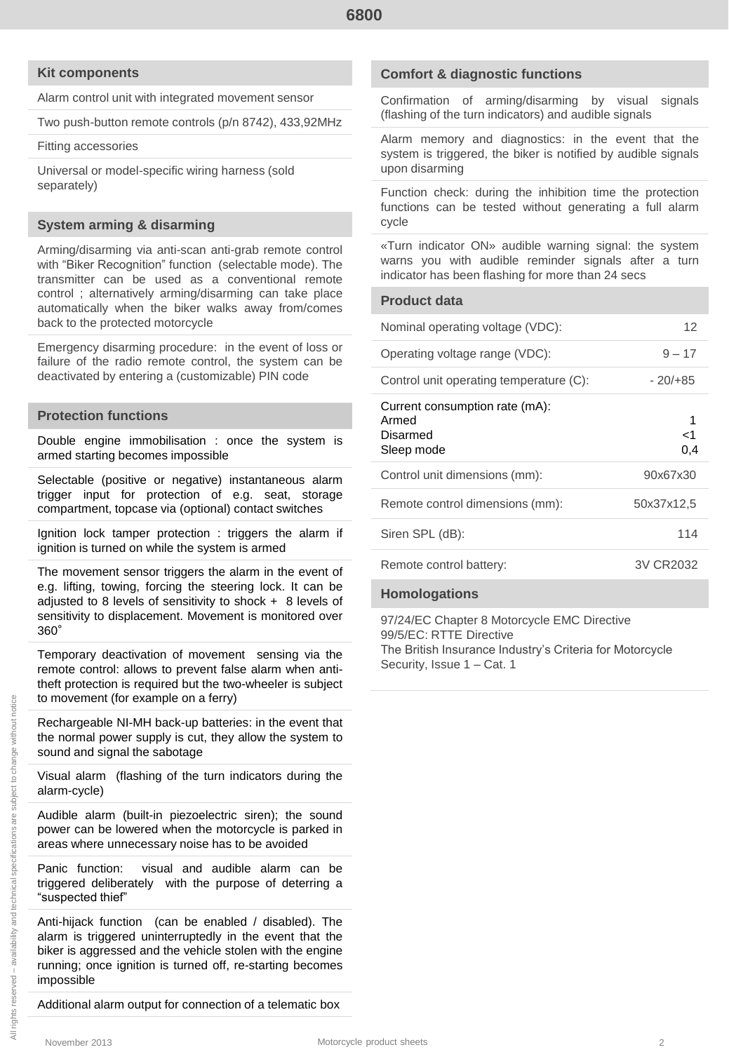# 6800

## Kit components

Alarm control unit with integrated movement sensor

Two push-button remote controls (p/n 8742), 433,92MHz

Fitting accessories

Universal or model-specific wiring harness (sold separately)

## System arming & disarming

Arming/disarming via anti-scan anti-grab remote control with "Biker Recognition" function (selectable mode). The transmitter can be used as a conventional remote control ; alternatively arming/disarming can take place automatically when the biker walks away from/comes back to the protected motorcycle

Emergency disarming procedure: in the event of loss or failure of the radio remote control, the system can be deactivated by entering a (customizable) PIN code

## Protection functions

Double engine immobilisation : once the system is armed starting becomes impossible

Selectable (positive or negative) instantaneous alarm trigger input for protection of e.g. seat, storage compartment, topcase via (optional) contact switches

Ignition lock tamper protection : triggers the alarm if ignition is turned on while the system is armed

The movement sensor triggers the alarm in the event of e.g. lifting, towing, forcing the steering lock. It can be adjusted to 8 levels of sensitivity to shock + 8 levels of sensitivity to displacement. Movement is monitored over 360°

Temporary deactivation of movement sensing via the remote control: allows to prevent false alarm when anti-theft protection is required but the two-wheeler is subject to movement (for example on a ferry)

Rechargeable NI-MH back-up batteries: in the event that the normal power supply is cut, they allow the system to sound and signal the sabotage

Visual alarm (flashing of the turn indicators during the alarm-cycle)

Audible alarm (built-in piezoelectric siren); the sound power can be lowered when the motorcycle is parked in areas where unnecessary noise has to be avoided

Panic function: visual and audible alarm can be triggered deliberately with the purpose of deterring a "suspected thief"

Anti-hijack function (can be enabled / disabled). The alarm is triggered uninterruptedly in the event that the biker is aggressed and the vehicle stolen with the engine running; once ignition is turned off, re-starting becomes impossible

Additional alarm output for connection of a telematic box

## Comfort & diagnostic functions

Confirmation of arming/disarming by visual signals (flashing of the turn indicators) and audible signals

Alarm memory and diagnostics: in the event that the system is triggered, the biker is notified by audible signals upon disarming

Function check: during the inhibition time the protection functions can be tested without generating a full alarm cycle

«Turn indicator ON» audible warning signal: the system warns you with audible reminder signals after a turn indicator has been flashing for more than 24 secs

## Product data

| | |
|---|---|
| Nominal operating voltage (VDC): | 12 |
| Operating voltage range (VDC): | 9 – 17 |
| Control unit operating temperature (C): | - 20/+85 |
| Current consumption rate (mA): | |
| Armed | 1 |
| Disarmed | <1 |
| Sleep mode | 0,4 |
| Control unit dimensions (mm): | 90x67x30 |
| Remote control dimensions (mm): | 50x37x12,5 |
| Siren SPL (dB): | 114 |
| Remote control battery: | 3V CR2032 |

## Homologations

97/24/EC Chapter 8 Motorcycle EMC Directive
99/5/EC: RTTE Directive
The British Insurance Industry's Criteria for Motorcycle Security, Issue 1 – Cat. 1

All rights reserved – availability and technical specifications are subject to change without notice

November 2013 — Motorcycle product sheets